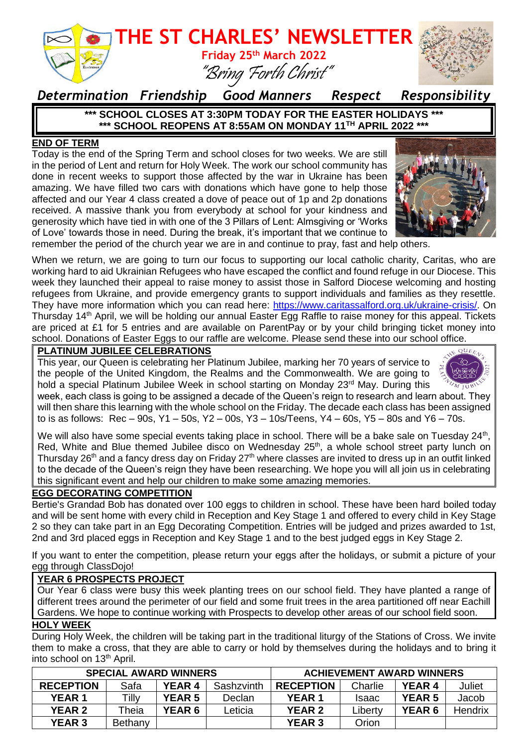# THE ST CHARLES' NEWSLETTER

**Friday 25th March 2022**

*"Bring Forth Christ"*

*Determination Friendship Good Manners Respect Responsibility*

**\*\*\* SCHOOL CLOSES AT 3:30PM TODAY FOR THE EASTER HOLIDAYS \*\*\***

**\*\*\* SCHOOL REOPENS AT 8:55AM ON MONDAY 11TH APRIL 2022 \*\*\***

## END OF TERM

Today is the end of the Spring Term and school closes for two weeks. We are still in the period of Lent and return for Holy Week. The work our school community has done in recent weeks to support those affected by the war in Ukraine has been amazing. We have filled two cars with donations which have gone to help those affected and our Year 4 class created a dove of peace out of 1p and 2p donations received. A massive thank you from everybody at school for your kindness and generosity which have tied in with one of the 3 Pillars of Lent: Almsgiving or 'Works of Love' towards those in need. During the break, it's important that we continue to remember the period of the church year we are in and continue to pray, fast and help others.

When we return, we are going to turn our focus to supporting our local catholic charity, Caritas, who are working hard to aid Ukrainian Refugees who have escaped the conflict and found refuge in our Diocese. This week they launched their appeal to raise money to assist those in Salford Diocese welcoming and hosting refugees from Ukraine, and provide emergency grants to support individuals and families as they resettle. They have more information which you can read here: https://www.caritassalford.org.uk/ukraine-crisis/. On Thursday 14th April, we will be holding our annual Easter Egg Raffle to raise money for this appeal. Tickets are priced at £1 for 5 entries and are available on ParentPay or by your child bringing ticket money into school. Donations of Easter Eggs to our raffle are welcome. Please send these into our school office.

## PLATINUM JUBILEE CELEBRATIONS

This year, our Queen is celebrating her Platinum Jubilee, marking her 70 years of service to the people of the United Kingdom, the Realms and the Commonwealth. We are going to hold a special Platinum Jubilee Week in school starting on Monday 23rd May. During this week, each class is going to be assigned a decade of the Queen's reign to research and learn about. They will then share this learning with the whole school on the Friday. The decade each class has been assigned to is as follows: Rec – 90s, Y1 – 50s, Y2 – 00s, Y3 – 10s/Teens, Y4 – 60s, Y5 – 80s and Y6 – 70s.

We will also have some special events taking place in school. There will be a bake sale on Tuesday 24th, Red, White and Blue themed Jubilee disco on Wednesday 25th, a whole school street party lunch on Thursday 26th and a fancy dress day on Friday 27th where classes are invited to dress up in an outfit linked to the decade of the Queen's reign they have been researching. We hope you will all join us in celebrating this significant event and help our children to make some amazing memories.

## EGG DECORATING COMPETITION

Bertie's Grandad Bob has donated over 100 eggs to children in school. These have been hard boiled today and will be sent home with every child in Reception and Key Stage 1 and offered to every child in Key Stage 2 so they can take part in an Egg Decorating Competition. Entries will be judged and prizes awarded to 1st, 2nd and 3rd placed eggs in Reception and Key Stage 1 and to the best judged eggs in Key Stage 2.

If you want to enter the competition, please return your eggs after the holidays, or submit a picture of your egg through ClassDojo!

## YEAR 6 PROSPECTS PROJECT

Our Year 6 class were busy this week planting trees on our school field. They have planted a range of different trees around the perimeter of our field and some fruit trees in the area partitioned off near Eachill Gardens. We hope to continue working with Prospects to develop other areas of our school field soon.

## HOLY WEEK

During Holy Week, the children will be taking part in the traditional liturgy of the Stations of Cross. We invite them to make a cross, that they are able to carry or hold by themselves during the holidays and to bring it into school on 13th April.

| SPECIAL AWARD WINNERS | | | | ACHIEVEMENT AWARD WINNERS | | | |
|---|---|---|---|---|---|---|---|
| **RECEPTION** | Safa | **YEAR 4** | Sashzvinth | **RECEPTION** | Charlie | **YEAR 4** | Juliet |
| **YEAR 1** | Tilly | **YEAR 5** | Declan | **YEAR 1** | Isaac | **YEAR 5** | Jacob |
| **YEAR 2** | Theia | **YEAR 6** | Leticia | **YEAR 2** | Liberty | **YEAR 6** | Hendrix |
| **YEAR 3** | Bethany | | | **YEAR 3** | Orion | | |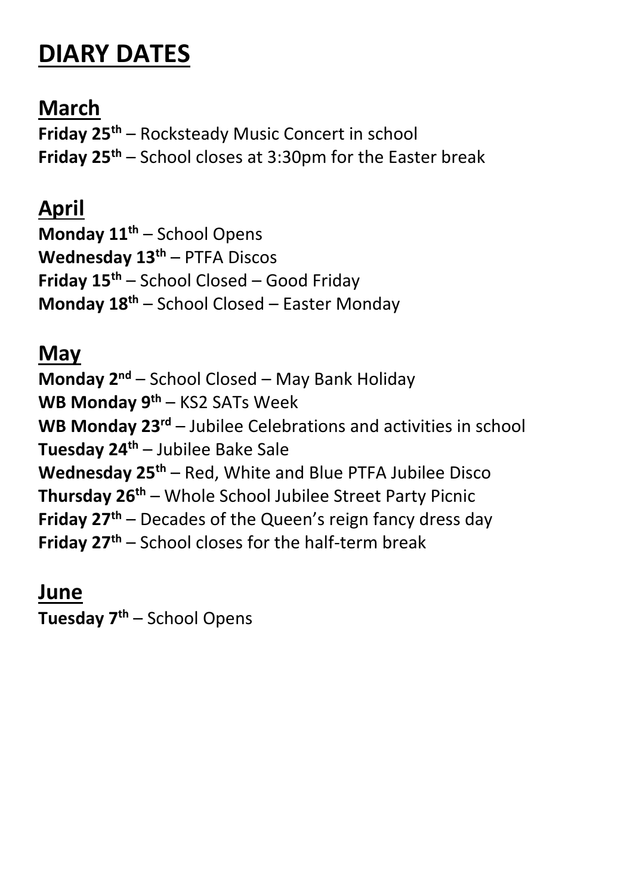# DIARY DATES

## March

**Friday 25th** – Rocksteady Music Concert in school
**Friday 25th** – School closes at 3:30pm for the Easter break

## April

**Monday 11th** – School Opens
**Wednesday 13th** – PTFA Discos
**Friday 15th** – School Closed – Good Friday
**Monday 18th** – School Closed – Easter Monday

## May

**Monday 2nd** – School Closed – May Bank Holiday
**WB Monday 9th** – KS2 SATs Week
**WB Monday 23rd** – Jubilee Celebrations and activities in school
**Tuesday 24th** – Jubilee Bake Sale
**Wednesday 25th** – Red, White and Blue PTFA Jubilee Disco
**Thursday 26th** – Whole School Jubilee Street Party Picnic
**Friday 27th** – Decades of the Queen's reign fancy dress day
**Friday 27th** – School closes for the half-term break

## June

**Tuesday 7th** – School Opens